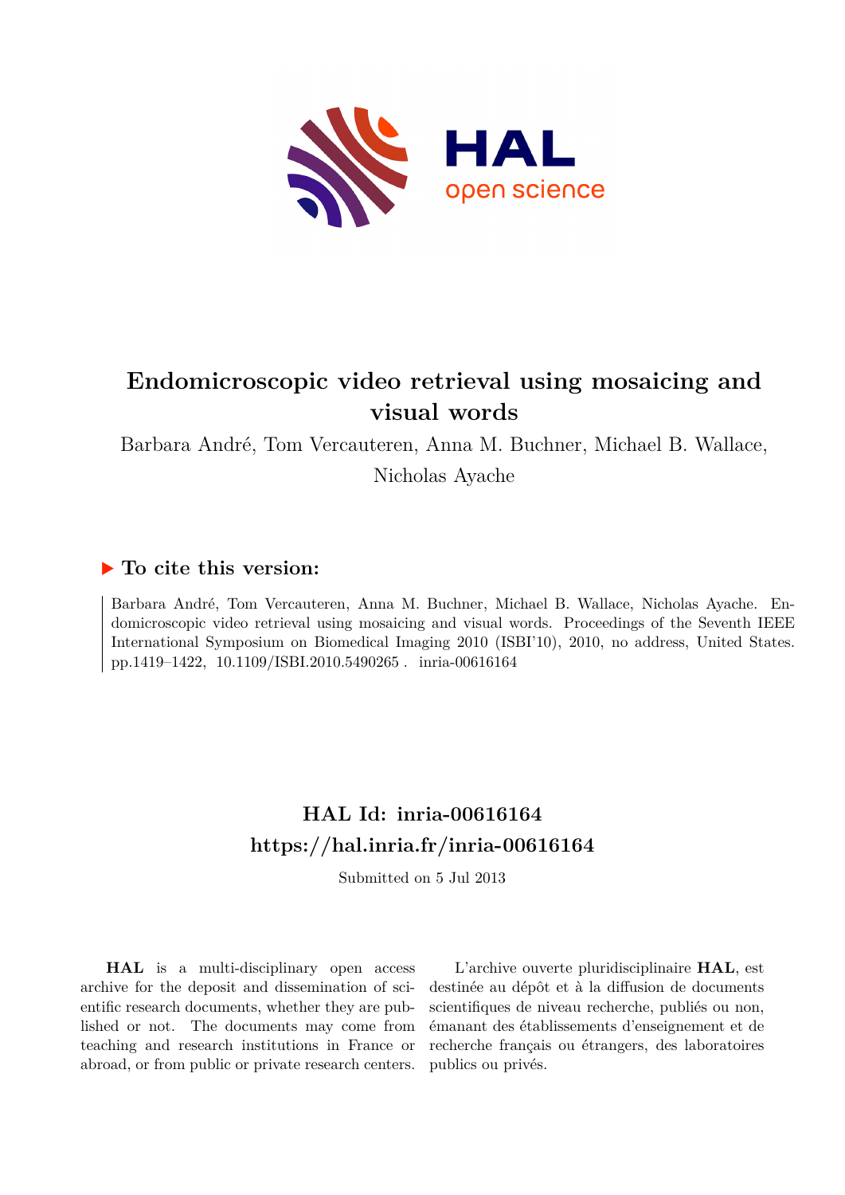# Endomicroscopic video retrieval using mosaicing and visual words

Barbara André, Tom Vercauteren, Anna M. Buchner, Michael B. Wallace, Nicholas Ayache

## ▶ To cite this version:

Barbara André, Tom Vercauteren, Anna M. Buchner, Michael B. Wallace, Nicholas Ayache. Endomicroscopic video retrieval using mosaicing and visual words. Proceedings of the Seventh IEEE International Symposium on Biomedical Imaging 2010 (ISBI'10), 2010, no address, United States. pp.1419–1422, 10.1109/ISBI.2010.5490265 . inria-00616164

## HAL Id: inria-00616164
## https://hal.inria.fr/inria-00616164

Submitted on 5 Jul 2013

**HAL** is a multi-disciplinary open access archive for the deposit and dissemination of scientific research documents, whether they are published or not. The documents may come from teaching and research institutions in France or abroad, or from public or private research centers.

L'archive ouverte pluridisciplinaire **HAL**, est destinée au dépôt et à la diffusion de documents scientifiques de niveau recherche, publiés ou non, émanant des établissements d'enseignement et de recherche français ou étrangers, des laboratoires publics ou privés.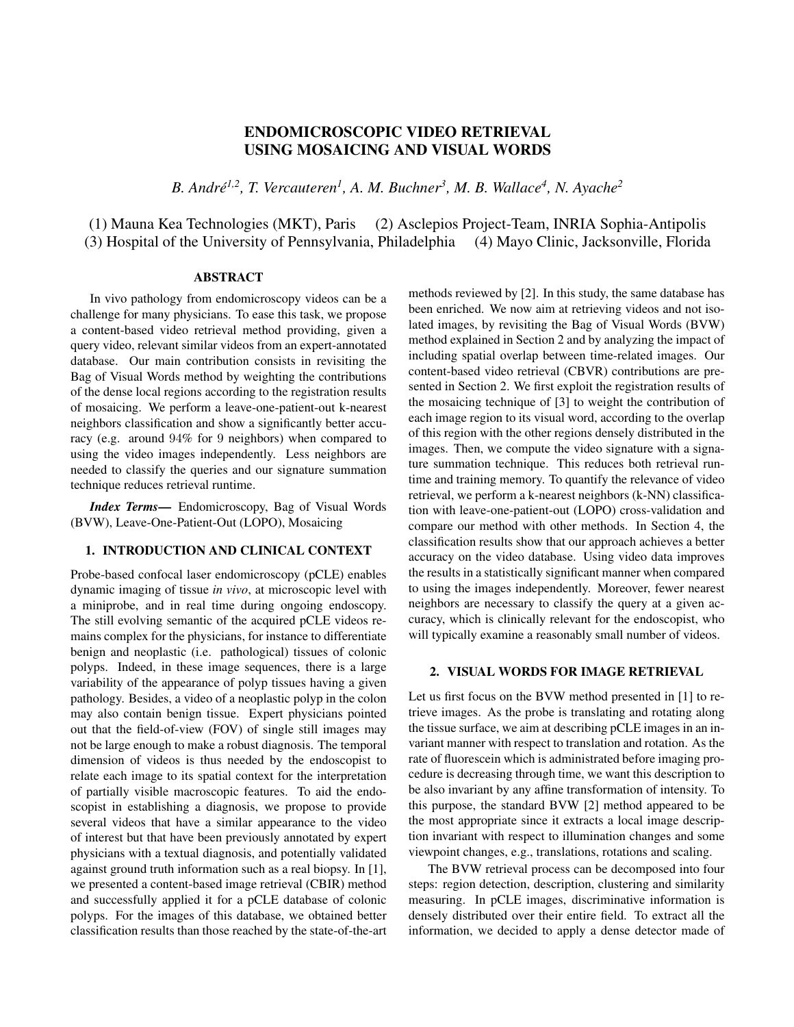# ENDOMICROSCOPIC VIDEO RETRIEVAL USING MOSAICING AND VISUAL WORDS

*B. André[1,2], T. Vercauteren[1], A. M. Buchner[3], M. B. Wallace[4], N. Ayache[2]*

(1) Mauna Kea Technologies (MKT), Paris (2) Asclepios Project-Team, INRIA Sophia-Antipolis
(3) Hospital of the University of Pennsylvania, Philadelphia (4) Mayo Clinic, Jacksonville, Florida

## ABSTRACT

In vivo pathology from endomicroscopy videos can be a challenge for many physicians. To ease this task, we propose a content-based video retrieval method providing, given a query video, relevant similar videos from an expert-annotated database. Our main contribution consists in revisiting the Bag of Visual Words method by weighting the contributions of the dense local regions according to the registration results of mosaicing. We perform a leave-one-patient-out k-nearest neighbors classification and show a significantly better accuracy (e.g. around 94% for 9 neighbors) when compared to using the video images independently. Less neighbors are needed to classify the queries and our signature summation technique reduces retrieval runtime.

***Index Terms*—** Endomicroscopy, Bag of Visual Words (BVW), Leave-One-Patient-Out (LOPO), Mosaicing

## 1. INTRODUCTION AND CLINICAL CONTEXT

Probe-based confocal laser endomicroscopy (pCLE) enables dynamic imaging of tissue *in vivo*, at microscopic level with a miniprobe, and in real time during ongoing endoscopy. The still evolving semantic of the acquired pCLE videos remains complex for the physicians, for instance to differentiate benign and neoplastic (i.e. pathological) tissues of colonic polyps. Indeed, in these image sequences, there is a large variability of the appearance of polyp tissues having a given pathology. Besides, a video of a neoplastic polyp in the colon may also contain benign tissue. Expert physicians pointed out that the field-of-view (FOV) of single still images may not be large enough to make a robust diagnosis. The temporal dimension of videos is thus needed by the endoscopist to relate each image to its spatial context for the interpretation of partially visible macroscopic features. To aid the endoscopist in establishing a diagnosis, we propose to provide several videos that have a similar appearance to the video of interest but that have been previously annotated by expert physicians with a textual diagnosis, and potentially validated against ground truth information such as a real biopsy. In [1], we presented a content-based image retrieval (CBIR) method and successfully applied it for a pCLE database of colonic polyps. For the images of this database, we obtained better classification results than those reached by the state-of-the-art methods reviewed by [2]. In this study, the same database has been enriched. We now aim at retrieving videos and not isolated images, by revisiting the Bag of Visual Words (BVW) method explained in Section 2 and by analyzing the impact of including spatial overlap between time-related images. Our content-based video retrieval (CBVR) contributions are presented in Section 2. We first exploit the registration results of the mosaicing technique of [3] to weight the contribution of each image region to its visual word, according to the overlap of this region with the other regions densely distributed in the images. Then, we compute the video signature with a signature summation technique. This reduces both retrieval runtime and training memory. To quantify the relevance of video retrieval, we perform a k-nearest neighbors (k-NN) classification with leave-one-patient-out (LOPO) cross-validation and compare our method with other methods. In Section 4, the classification results show that our approach achieves a better accuracy on the video database. Using video data improves the results in a statistically significant manner when compared to using the images independently. Moreover, fewer nearest neighbors are necessary to classify the query at a given accuracy, which is clinically relevant for the endoscopist, who will typically examine a reasonably small number of videos.

## 2. VISUAL WORDS FOR IMAGE RETRIEVAL

Let us first focus on the BVW method presented in [1] to retrieve images. As the probe is translating and rotating along the tissue surface, we aim at describing pCLE images in an invariant manner with respect to translation and rotation. As the rate of fluorescein which is administrated before imaging procedure is decreasing through time, we want this description to be also invariant by any affine transformation of intensity. To this purpose, the standard BVW [2] method appeared to be the most appropriate since it extracts a local image description invariant with respect to illumination changes and some viewpoint changes, e.g., translations, rotations and scaling.

The BVW retrieval process can be decomposed into four steps: region detection, description, clustering and similarity measuring. In pCLE images, discriminative information is densely distributed over their entire field. To extract all the information, we decided to apply a dense detector made of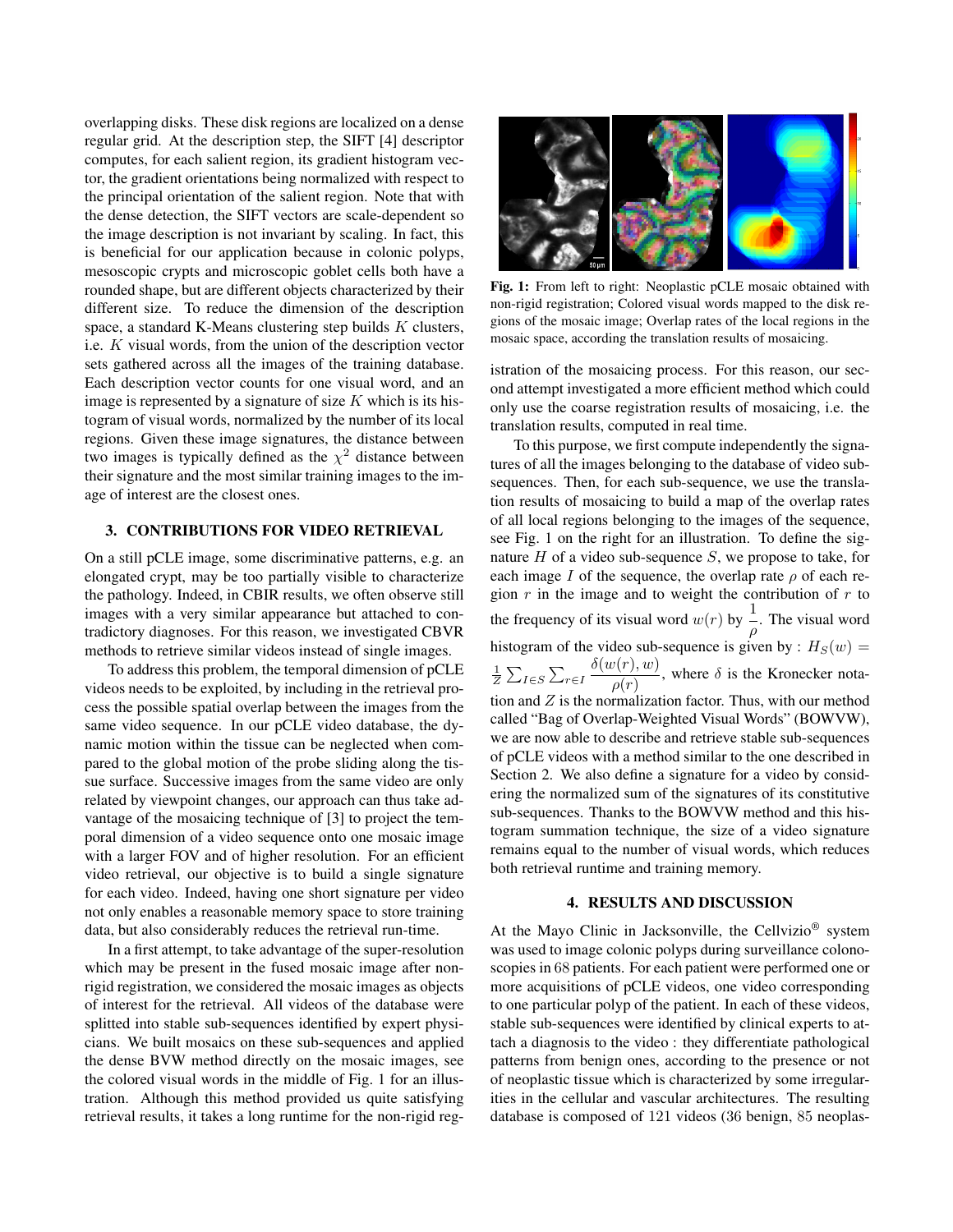overlapping disks. These disk regions are localized on a dense regular grid. At the description step, the SIFT [4] descriptor computes, for each salient region, its gradient histogram vector, the gradient orientations being normalized with respect to the principal orientation of the salient region. Note that with the dense detection, the SIFT vectors are scale-dependent so the image description is not invariant by scaling. In fact, this is beneficial for our application because in colonic polyps, mesoscopic crypts and microscopic goblet cells both have a rounded shape, but are different objects characterized by their different size. To reduce the dimension of the description space, a standard K-Means clustering step builds $K$ clusters, i.e. $K$ visual words, from the union of the description vector sets gathered across all the images of the training database. Each description vector counts for one visual word, and an image is represented by a signature of size $K$ which is its histogram of visual words, normalized by the number of its local regions. Given these image signatures, the distance between two images is typically defined as the $\chi^2$ distance between their signature and the most similar training images to the image of interest are the closest ones.

## 3. CONTRIBUTIONS FOR VIDEO RETRIEVAL

On a still pCLE image, some discriminative patterns, e.g. an elongated crypt, may be too partially visible to characterize the pathology. Indeed, in CBIR results, we often observe still images with a very similar appearance but attached to contradictory diagnoses. For this reason, we investigated CBVR methods to retrieve similar videos instead of single images.

To address this problem, the temporal dimension of pCLE videos needs to be exploited, by including in the retrieval process the possible spatial overlap between the images from the same video sequence. In our pCLE video database, the dynamic motion within the tissue can be neglected when compared to the global motion of the probe sliding along the tissue surface. Successive images from the same video are only related by viewpoint changes, our approach can thus take advantage of the mosaicing technique of [3] to project the temporal dimension of a video sequence onto one mosaic image with a larger FOV and of higher resolution. For an efficient video retrieval, our objective is to build a single signature for each video. Indeed, having one short signature per video not only enables a reasonable memory space to store training data, but also considerably reduces the retrieval run-time.

In a first attempt, to take advantage of the super-resolution which may be present in the fused mosaic image after non-rigid registration, we considered the mosaic images as objects of interest for the retrieval. All videos of the database were splitted into stable sub-sequences identified by expert physicians. We built mosaics on these sub-sequences and applied the dense BVW method directly on the mosaic images, see the colored visual words in the middle of Fig. 1 for an illustration. Although this method provided us quite satisfying retrieval results, it takes a long runtime for the non-rigid registration of the mosaicing process. For this reason, our second attempt investigated a more efficient method which could only use the coarse registration results of mosaicing, i.e. the translation results, computed in real time.

**Fig. 1:** From left to right: Neoplastic pCLE mosaic obtained with non-rigid registration; Colored visual words mapped to the disk regions of the mosaic image; Overlap rates of the local regions in the mosaic space, according the translation results of mosaicing.

To this purpose, we first compute independently the signatures of all the images belonging to the database of video sub-sequences. Then, for each sub-sequence, we use the translation results of mosaicing to build a map of the overlap rates of all local regions belonging to the images of the sequence, see Fig. 1 on the right for an illustration. To define the signature $H$ of a video sub-sequence $S$, we propose to take, for each image $I$ of the sequence, the overlap rate $\rho$ of each region $r$ in the image and to weight the contribution of $r$ to the frequency of its visual word $w(r)$ by $\frac{1}{\rho}$. The visual word histogram of the video sub-sequence is given by : $H_S(w) = \frac{1}{Z}\sum_{I \in S}\sum_{r \in I} \frac{\delta(w(r), w)}{\rho(r)}$, where $\delta$ is the Kronecker notation and $Z$ is the normalization factor. Thus, with our method called "Bag of Overlap-Weighted Visual Words" (BOWVW), we are now able to describe and retrieve stable sub-sequences of pCLE videos with a method similar to the one described in Section 2. We also define a signature for a video by considering the normalized sum of the signatures of its constitutive sub-sequences. Thanks to the BOWVW method and this histogram summation technique, the size of a video signature remains equal to the number of visual words, which reduces both retrieval runtime and training memory.

## 4. RESULTS AND DISCUSSION

At the Mayo Clinic in Jacksonville, the Cellvizio® system was used to image colonic polyps during surveillance colonoscopies in 68 patients. For each patient were performed one or more acquisitions of pCLE videos, one video corresponding to one particular polyp of the patient. In each of these videos, stable sub-sequences were identified by clinical experts to attach a diagnosis to the video : they differentiate pathological patterns from benign ones, according to the presence or not of neoplastic tissue which is characterized by some irregularities in the cellular and vascular architectures. The resulting database is composed of 121 videos (36 benign, 85 neoplas-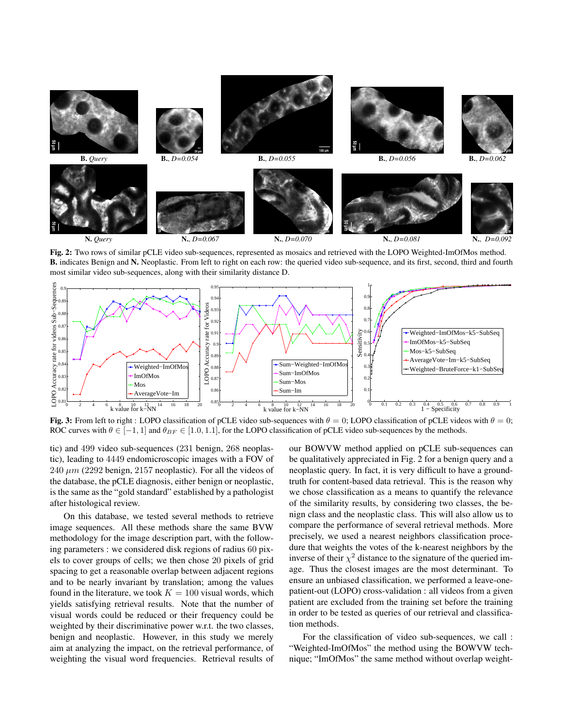**Fig. 2:** Two rows of similar pCLE video sub-sequences, represented as mosaics and retrieved with the LOPO Weighted-ImOfMos method. **B.** indicates Benign and **N.** Neoplastic. From left to right on each row: the queried video sub-sequence, and its first, second, third and fourth most similar video sub-sequences, along with their similarity distance D.

**Fig. 3:** From left to right : LOPO classification of pCLE video sub-sequences with $\theta = 0$; LOPO classification of pCLE videos with $\theta = 0$; ROC curves with $\theta \in [-1, 1]$ and $\theta_{BF} \in [1.0, 1.1]$, for the LOPO classification of pCLE video sub-sequences by the methods.

tic) and 499 video sub-sequences (231 benign, 268 neoplastic), leading to 4449 endomicroscopic images with a FOV of 240 $\mu m$ (2292 benign, 2157 neoplastic). For all the videos of the database, the pCLE diagnosis, either benign or neoplastic, is the same as the "gold standard" established by a pathologist after histological review.

On this database, we tested several methods to retrieve image sequences. All these methods share the same BVW methodology for the image description part, with the following parameters : we considered disk regions of radius 60 pixels to cover groups of cells; we then chose 20 pixels of grid spacing to get a reasonable overlap between adjacent regions and to be nearly invariant by translation; among the values found in the literature, we took $K = 100$ visual words, which yields satisfying retrieval results. Note that the number of visual words could be reduced or their frequency could be weighted by their discriminative power w.r.t. the two classes, benign and neoplastic. However, in this study we merely aim at analyzing the impact, on the retrieval performance, of weighting the visual word frequencies. Retrieval results of our BOWVW method applied on pCLE sub-sequences can be qualitatively appreciated in Fig. 2 for a benign query and a neoplastic query. In fact, it is very difficult to have a ground-truth for content-based data retrieval. This is the reason why we chose classification as a means to quantify the relevance of the similarity results, by considering two classes, the benign class and the neoplastic class. This will also allow us to compare the performance of several retrieval methods. More precisely, we used a nearest neighbors classification procedure that weights the votes of the k-nearest neighbors by the inverse of their $\chi^2$ distance to the signature of the queried image. Thus the closest images are the most determinant. To ensure an unbiased classification, we performed a leave-one-patient-out (LOPO) cross-validation : all videos from a given patient are excluded from the training set before the training in order to be tested as queries of our retrieval and classification methods.

For the classification of video sub-sequences, we call : "Weighted-ImOfMos" the method using the BOWVW technique; "ImOfMos" the same method without overlap weight-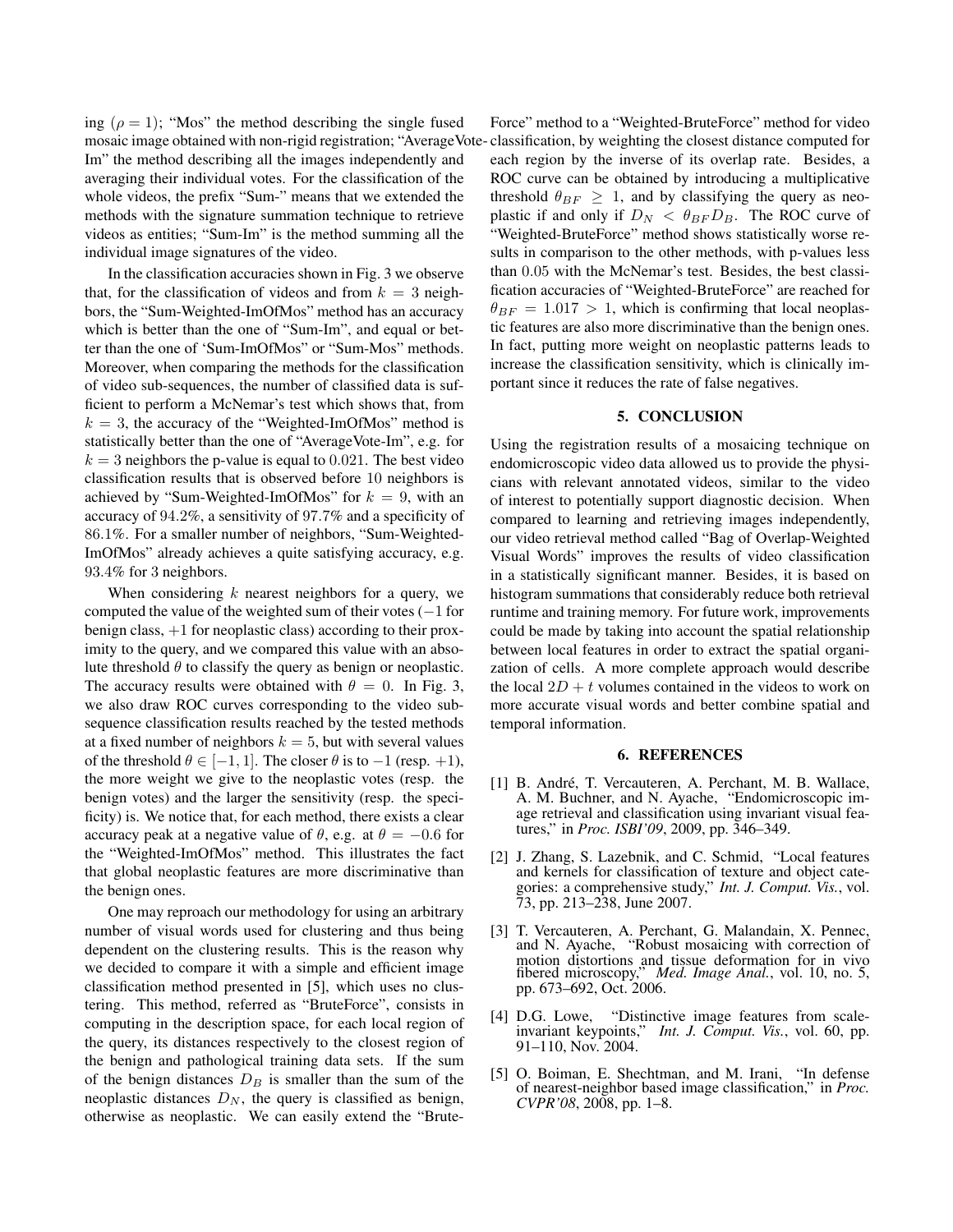ing ($\rho = 1$); "Mos" the method describing the single fused mosaic image obtained with non-rigid registration; "AverageVote-Im" the method describing all the images independently and averaging their individual votes. For the classification of the whole videos, the prefix "Sum-" means that we extended the methods with the signature summation technique to retrieve videos as entities; "Sum-Im" is the method summing all the individual image signatures of the video.

In the classification accuracies shown in Fig. 3 we observe that, for the classification of videos and from $k = 3$ neighbors, the "Sum-Weighted-ImOfMos" method has an accuracy which is better than the one of "Sum-Im", and equal or better than the one of 'Sum-ImOfMos" or "Sum-Mos" methods. Moreover, when comparing the methods for the classification of video sub-sequences, the number of classified data is sufficient to perform a McNemar's test which shows that, from $k = 3$, the accuracy of the "Weighted-ImOfMos" method is statistically better than the one of "AverageVote-Im", e.g. for $k = 3$ neighbors the p-value is equal to $0.021$. The best video classification results that is observed before $10$ neighbors is achieved by "Sum-Weighted-ImOfMos" for $k = 9$, with an accuracy of $94.2\%$, a sensitivity of $97.7\%$ and a specificity of $86.1\%$. For a smaller number of neighbors, "Sum-Weighted-ImOfMos" already achieves a quite satisfying accuracy, e.g. $93.4\%$ for 3 neighbors.

When considering $k$ nearest neighbors for a query, we computed the value of the weighted sum of their votes ($-1$ for benign class, $+1$ for neoplastic class) according to their proximity to the query, and we compared this value with an absolute threshold $\theta$ to classify the query as benign or neoplastic. The accuracy results were obtained with $\theta = 0$. In Fig. 3, we also draw ROC curves corresponding to the video subsequence classification results reached by the tested methods at a fixed number of neighbors $k = 5$, but with several values of the threshold $\theta \in [-1, 1]$. The closer $\theta$ is to $-1$ (resp. $+1$), the more weight we give to the neoplastic votes (resp. the benign votes) and the larger the sensitivity (resp. the specificity) is. We notice that, for each method, there exists a clear accuracy peak at a negative value of $\theta$, e.g. at $\theta = -0.6$ for the "Weighted-ImOfMos" method. This illustrates the fact that global neoplastic features are more discriminative than the benign ones.

One may reproach our methodology for using an arbitrary number of visual words used for clustering and thus being dependent on the clustering results. This is the reason why we decided to compare it with a simple and efficient image classification method presented in [5], which uses no clustering. This method, referred as "BruteForce", consists in computing in the description space, for each local region of the query, its distances respectively to the closest region of the benign and pathological training data sets. If the sum of the benign distances $D_B$ is smaller than the sum of the neoplastic distances $D_N$, the query is classified as benign, otherwise as neoplastic. We can easily extend the "BruteForce" method to a "Weighted-BruteForce" method for video classification, by weighting the closest distance computed for each region by the inverse of its overlap rate. Besides, a ROC curve can be obtained by introducing a multiplicative threshold $\theta_{BF} \geq 1$, and by classifying the query as neoplastic if and only if $D_N < \theta_{BF} D_B$. The ROC curve of "Weighted-BruteForce" method shows statistically worse results in comparison to the other methods, with p-values less than $0.05$ with the McNemar's test. Besides, the best classification accuracies of "Weighted-BruteForce" are reached for $\theta_{BF} = 1.017 > 1$, which is confirming that local neoplastic features are also more discriminative than the benign ones. In fact, putting more weight on neoplastic patterns leads to increase the classification sensitivity, which is clinically important since it reduces the rate of false negatives.

## 5. CONCLUSION

Using the registration results of a mosaicing technique on endomicroscopic video data allowed us to provide the physicians with relevant annotated videos, similar to the video of interest to potentially support diagnostic decision. When compared to learning and retrieving images independently, our video retrieval method called "Bag of Overlap-Weighted Visual Words" improves the results of video classification in a statistically significant manner. Besides, it is based on histogram summations that considerably reduce both retrieval runtime and training memory. For future work, improvements could be made by taking into account the spatial relationship between local features in order to extract the spatial organization of cells. A more complete approach would describe the local $2D + t$ volumes contained in the videos to work on more accurate visual words and better combine spatial and temporal information.

## 6. REFERENCES

[1] B. André, T. Vercauteren, A. Perchant, M. B. Wallace, A. M. Buchner, and N. Ayache, "Endomicroscopic image retrieval and classification using invariant visual features," in *Proc. ISBI'09*, 2009, pp. 346–349.

[2] J. Zhang, S. Lazebnik, and C. Schmid, "Local features and kernels for classification of texture and object categories: a comprehensive study," *Int. J. Comput. Vis.*, vol. 73, pp. 213–238, June 2007.

[3] T. Vercauteren, A. Perchant, G. Malandain, X. Pennec, and N. Ayache, "Robust mosaicing with correction of motion distortions and tissue deformation for in vivo fibered microscopy," *Med. Image Anal.*, vol. 10, no. 5, pp. 673–692, Oct. 2006.

[4] D.G. Lowe, "Distinctive image features from scale-invariant keypoints," *Int. J. Comput. Vis.*, vol. 60, pp. 91–110, Nov. 2004.

[5] O. Boiman, E. Shechtman, and M. Irani, "In defense of nearest-neighbor based image classification," in *Proc. CVPR'08*, 2008, pp. 1–8.